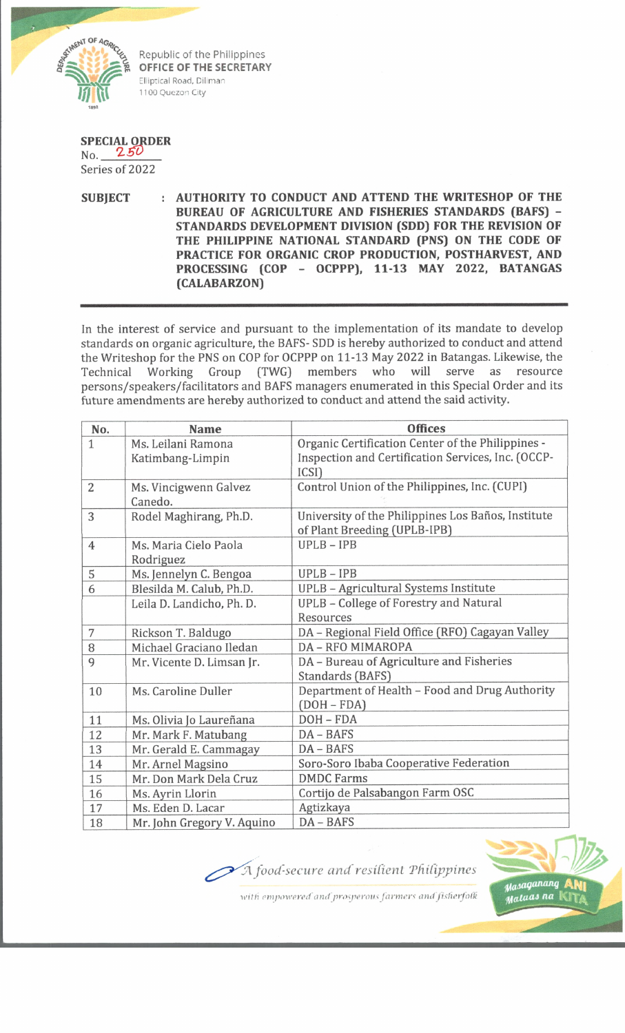Republic of the Philippines
**OFFICE OF THE SECRETARY**
Elliptical Road, Diliman
1100 Quezon City

**SPECIAL ORDER**
No. 250
Series of 2022

**SUBJECT** : **AUTHORITY TO CONDUCT AND ATTEND THE WRITESHOP OF THE BUREAU OF AGRICULTURE AND FISHERIES STANDARDS (BAFS) – STANDARDS DEVELOPMENT DIVISION (SDD) FOR THE REVISION OF THE PHILIPPINE NATIONAL STANDARD (PNS) ON THE CODE OF PRACTICE FOR ORGANIC CROP PRODUCTION, POSTHARVEST, AND PROCESSING (COP – OCPPP), 11-13 MAY 2022, BATANGAS (CALABARZON)**

---

In the interest of service and pursuant to the implementation of its mandate to develop standards on organic agriculture, the BAFS- SDD is hereby authorized to conduct and attend the Writeshop for the PNS on COP for OCPPP on 11-13 May 2022 in Batangas. Likewise, the Technical Working Group (TWG) members who will serve as resource persons/speakers/facilitators and BAFS managers enumerated in this Special Order and its future amendments are hereby authorized to conduct and attend the said activity.

| No. | Name | Offices |
|---|---|---|
| 1 | Ms. Leilani Ramona Katimbang-Limpin | Organic Certification Center of the Philippines - Inspection and Certification Services, Inc. (OCCP-ICSI) |
| 2 | Ms. Vincigwenn Galvez Canedo. | Control Union of the Philippines, Inc. (CUPI) |
| 3 | Rodel Maghirang, Ph.D. | University of the Philippines Los Baños, Institute of Plant Breeding (UPLB-IPB) |
| 4 | Ms. Maria Cielo Paola Rodriguez | UPLB – IPB |
| 5 | Ms. Jennelyn C. Bengoa | UPLB – IPB |
| 6 | Blesilda M. Calub, Ph.D. | UPLB – Agricultural Systems Institute |
| | Leila D. Landicho, Ph. D. | UPLB – College of Forestry and Natural Resources |
| 7 | Rickson T. Baldugo | DA – Regional Field Office (RFO) Cagayan Valley |
| 8 | Michael Graciano Iledan | DA – RFO MIMAROPA |
| 9 | Mr. Vicente D. Limsan Jr. | DA – Bureau of Agriculture and Fisheries Standards (BAFS) |
| 10 | Ms. Caroline Duller | Department of Health – Food and Drug Authority (DOH – FDA) |
| 11 | Ms. Olivia Jo Laureñana | DOH – FDA |
| 12 | Mr. Mark F. Matubang | DA – BAFS |
| 13 | Mr. Gerald E. Cammagay | DA – BAFS |
| 14 | Mr. Arnel Magsino | Soro-Soro Ibaba Cooperative Federation |
| 15 | Mr. Don Mark Dela Cruz | DMDC Farms |
| 16 | Ms. Ayrin Llorin | Cortijo de Palsabangon Farm OSC |
| 17 | Ms. Eden D. Lacar | Agtizkaya |
| 18 | Mr. John Gregory V. Aquino | DA – BAFS |

*A food-secure and resilient Philippines*
*with empowered and prosperous farmers and fisherfolk*

Masaganang ANI Mataas na KITA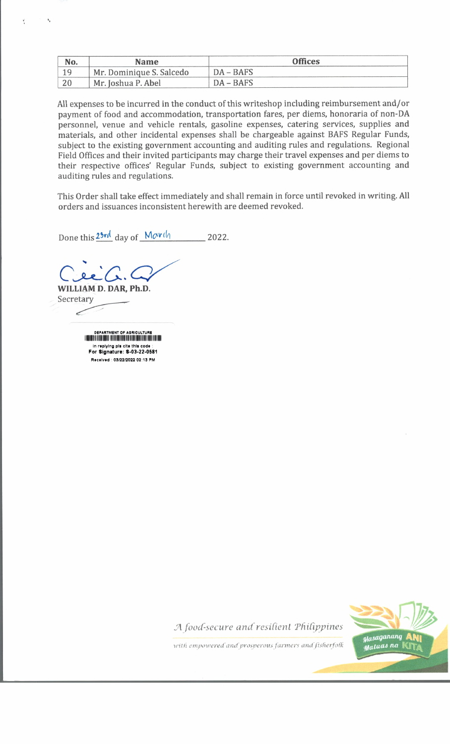| No. | Name | Offices |
|---|---|---|
| 19 | Mr. Dominique S. Salcedo | DA – BAFS |
| 20 | Mr. Joshua P. Abel | DA – BAFS |

All expenses to be incurred in the conduct of this writeshop including reimbursement and/or payment of food and accommodation, transportation fares, per diems, honoraria of non-DA personnel, venue and vehicle rentals, gasoline expenses, catering services, supplies and materials, and other incidental expenses shall be chargeable against BAFS Regular Funds, subject to the existing government accounting and auditing rules and regulations. Regional Field Offices and their invited participants may charge their travel expenses and per diems to their respective offices' Regular Funds, subject to existing government accounting and auditing rules and regulations.

This Order shall take effect immediately and shall remain in force until revoked in writing. All orders and issuances inconsistent herewith are deemed revoked.

Done this 23rd day of March 2022.

**WILLIAM D. DAR, Ph.D.**
Secretary

DEPARTMENT OF AGRICULTURE
In replying pls cite this code:
For Signature: S-03-22-0581
Received : 03/22/2022 02:13 PM

*A food-secure and resilient Philippines with empowered and prosperous farmers and fisherfolk*

Masaganang ANI Mataas na KITA